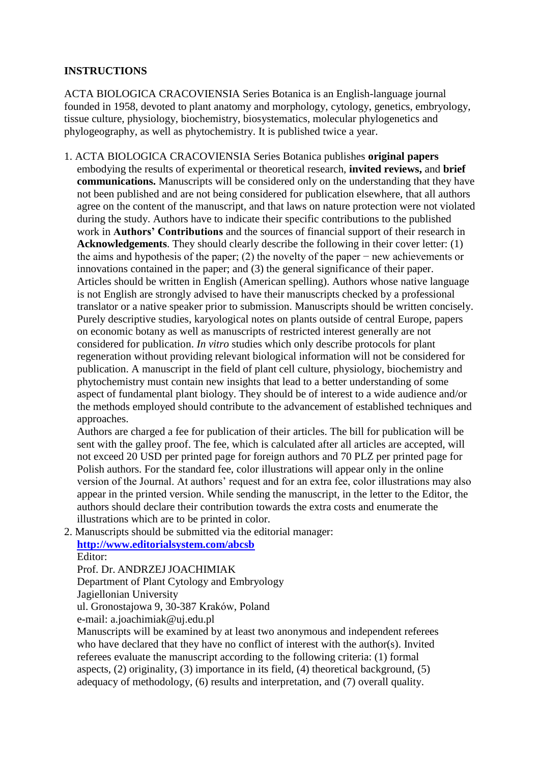**INSTRUCTIONS**

ACTA BIOLOGICA CRACOVIENSIA Series Botanica is an English-language journal founded in 1958, devoted to plant anatomy and morphology, cytology, genetics, embryology, tissue culture, physiology, biochemistry, biosystematics, molecular phylogenetics and phylogeography, as well as phytochemistry. It is published twice a year.

1. ACTA BIOLOGICA CRACOVIENSIA Series Botanica publishes **original papers** embodying the results of experimental or theoretical research, **invited reviews,** and **brief communications.** Manuscripts will be considered only on the understanding that they have not been published and are not being considered for publication elsewhere, that all authors agree on the content of the manuscript, and that laws on nature protection were not violated during the study. Authors have to indicate their specific contributions to the published work in **Authors' Contributions** and the sources of financial support of their research in **Acknowledgements**. They should clearly describe the following in their cover letter: (1) the aims and hypothesis of the paper; (2) the novelty of the paper − new achievements or innovations contained in the paper; and (3) the general significance of their paper. Articles should be written in English (American spelling). Authors whose native language is not English are strongly advised to have their manuscripts checked by a professional translator or a native speaker prior to submission. Manuscripts should be written concisely. Purely descriptive studies, karyological notes on plants outside of central Europe, papers on economic botany as well as manuscripts of restricted interest generally are not considered for publication. *In vitro* studies which only describe protocols for plant regeneration without providing relevant biological information will not be considered for publication. A manuscript in the field of plant cell culture, physiology, biochemistry and phytochemistry must contain new insights that lead to a better understanding of some aspect of fundamental plant biology. They should be of interest to a wide audience and/or the methods employed should contribute to the advancement of established techniques and approaches.
   Authors are charged a fee for publication of their articles. The bill for publication will be sent with the galley proof. The fee, which is calculated after all articles are accepted, will not exceed 20 USD per printed page for foreign authors and 70 PLZ per printed page for Polish authors. For the standard fee, color illustrations will appear only in the online version of the Journal. At authors' request and for an extra fee, color illustrations may also appear in the printed version. While sending the manuscript, in the letter to the Editor, the authors should declare their contribution towards the extra costs and enumerate the illustrations which are to be printed in color.
2. Manuscripts should be submitted via the editorial manager:
   **http://www.editorialsystem.com/abcsb**
   Editor:
   Prof. Dr. ANDRZEJ JOACHIMIAK
   Department of Plant Cytology and Embryology
   Jagiellonian University
   ul. Gronostajowa 9, 30-387 Kraków, Poland
   e-mail: a.joachimiak@uj.edu.pl
   Manuscripts will be examined by at least two anonymous and independent referees who have declared that they have no conflict of interest with the author(s). Invited referees evaluate the manuscript according to the following criteria: (1) formal aspects, (2) originality, (3) importance in its field, (4) theoretical background, (5) adequacy of methodology, (6) results and interpretation, and (7) overall quality.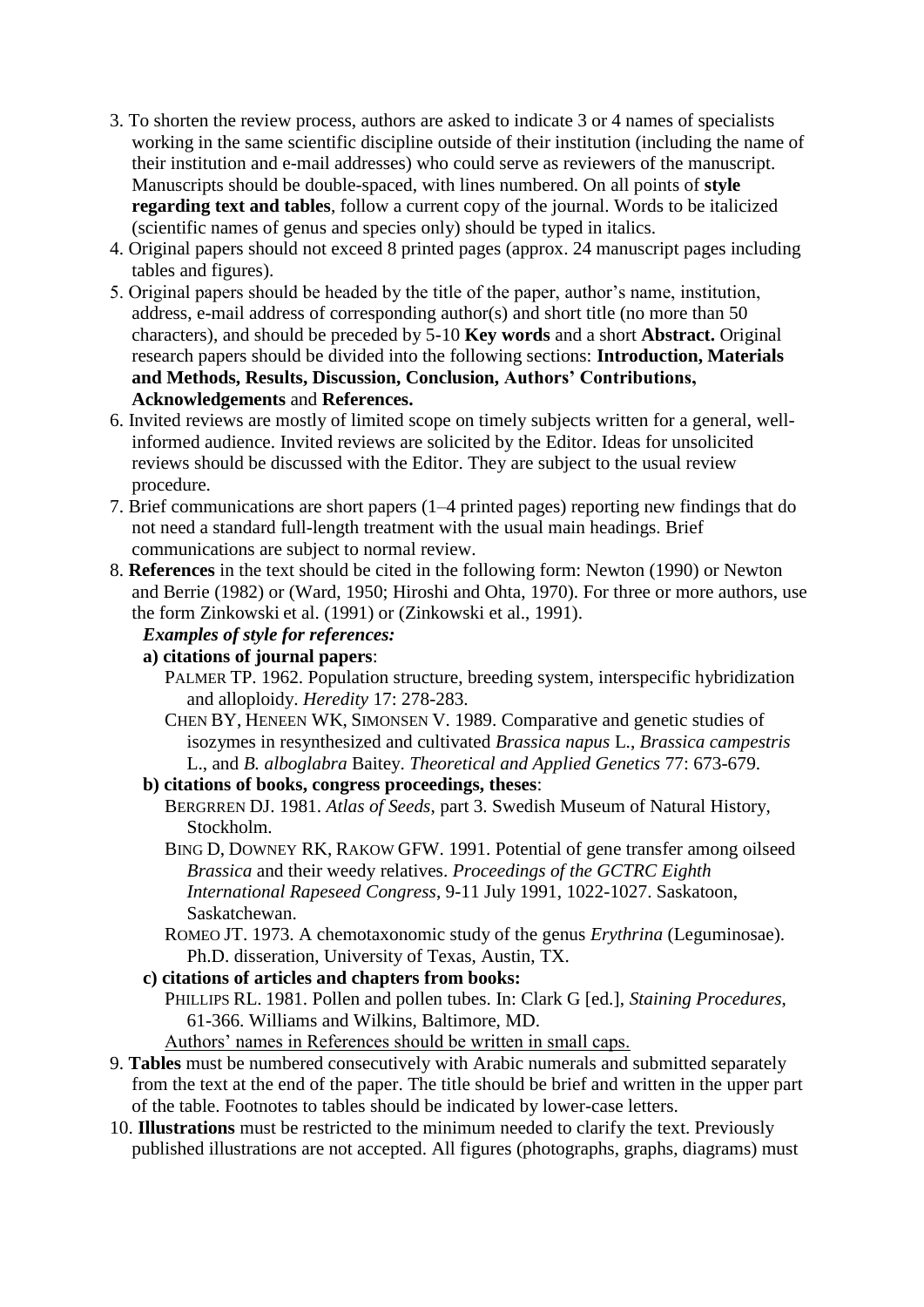3. To shorten the review process, authors are asked to indicate 3 or 4 names of specialists working in the same scientific discipline outside of their institution (including the name of their institution and e-mail addresses) who could serve as reviewers of the manuscript. Manuscripts should be double-spaced, with lines numbered. On all points of **style regarding text and tables**, follow a current copy of the journal. Words to be italicized (scientific names of genus and species only) should be typed in italics.
4. Original papers should not exceed 8 printed pages (approx. 24 manuscript pages including tables and figures).
5. Original papers should be headed by the title of the paper, author's name, institution, address, e-mail address of corresponding author(s) and short title (no more than 50 characters), and should be preceded by 5-10 **Key words** and a short **Abstract.** Original research papers should be divided into the following sections: **Introduction, Materials and Methods, Results, Discussion, Conclusion, Authors' Contributions, Acknowledgements** and **References.**
6. Invited reviews are mostly of limited scope on timely subjects written for a general, well-informed audience. Invited reviews are solicited by the Editor. Ideas for unsolicited reviews should be discussed with the Editor. They are subject to the usual review procedure.
7. Brief communications are short papers (1–4 printed pages) reporting new findings that do not need a standard full-length treatment with the usual main headings. Brief communications are subject to normal review.
8. **References** in the text should be cited in the following form: Newton (1990) or Newton and Berrie (1982) or (Ward, 1950; Hiroshi and Ohta, 1970). For three or more authors, use the form Zinkowski et al. (1991) or (Zinkowski et al., 1991).

   ***Examples of style for references:***

   **a) citations of journal papers**:

   PALMER TP. 1962. Population structure, breeding system, interspecific hybridization and alloploidy. *Heredity* 17: 278-283.

   CHEN BY, HENEEN WK, SIMONSEN V. 1989. Comparative and genetic studies of isozymes in resynthesized and cultivated *Brassica napus* L., *Brassica campestris* L., and *B. alboglabra* Baitey. *Theoretical and Applied Genetics* 77: 673-679.

   **b) citations of books, congress proceedings, theses**:

   BERGRREN DJ. 1981. *Atlas of Seeds*, part 3. Swedish Museum of Natural History, Stockholm.

   BING D, DOWNEY RK, RAKOW GFW. 1991. Potential of gene transfer among oilseed *Brassica* and their weedy relatives. *Proceedings of the GCTRC Eighth International Rapeseed Congress*, 9-11 July 1991, 1022-1027. Saskatoon, Saskatchewan.

   ROMEO JT. 1973. A chemotaxonomic study of the genus *Erythrina* (Leguminosae). Ph.D. disseration, University of Texas, Austin, TX.

   **c) citations of articles and chapters from books:**

   PHILLIPS RL. 1981. Pollen and pollen tubes. In: Clark G [ed.], *Staining Procedures*, 61-366. Williams and Wilkins, Baltimore, MD.

   Authors' names in References should be written in small caps.
9. **Tables** must be numbered consecutively with Arabic numerals and submitted separately from the text at the end of the paper. The title should be brief and written in the upper part of the table. Footnotes to tables should be indicated by lower-case letters.
10. **Illustrations** must be restricted to the minimum needed to clarify the text. Previously published illustrations are not accepted. All figures (photographs, graphs, diagrams) must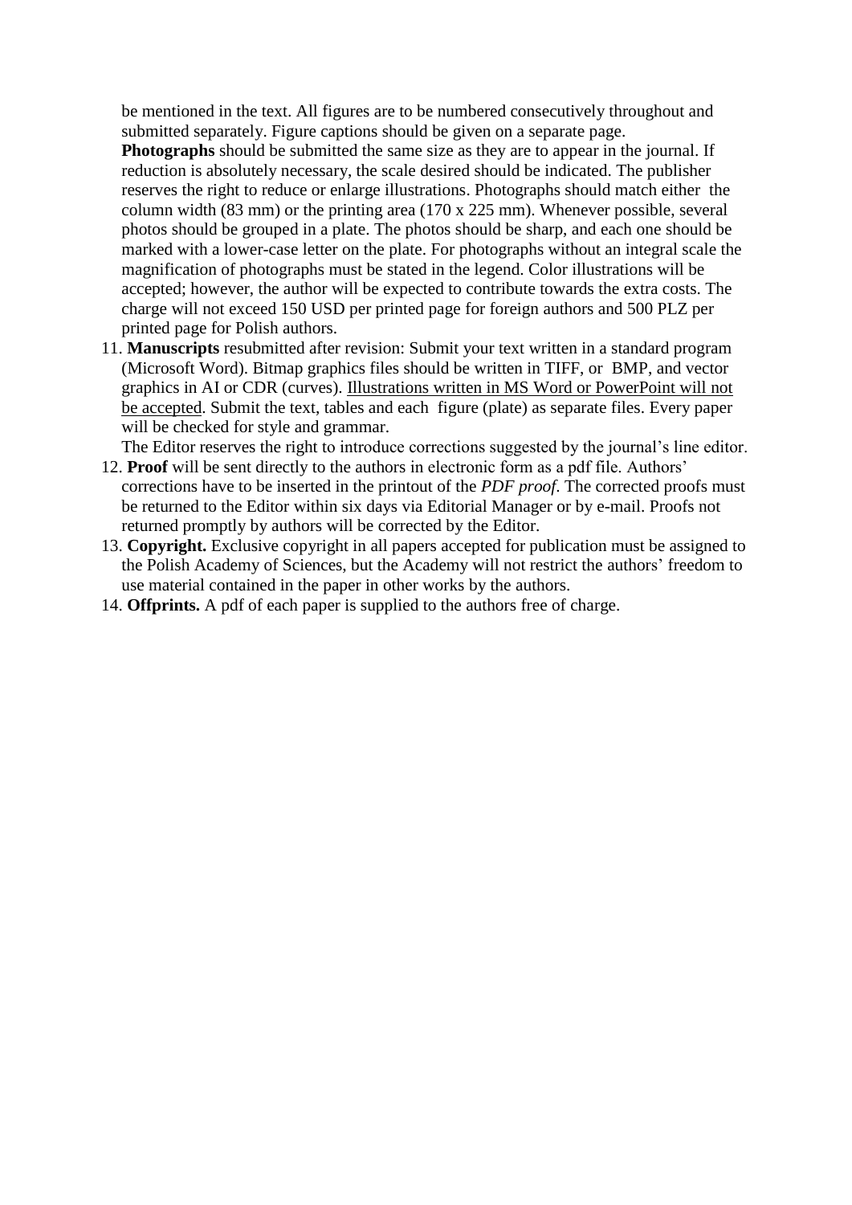be mentioned in the text. All figures are to be numbered consecutively throughout and submitted separately. Figure captions should be given on a separate page.

**Photographs** should be submitted the same size as they are to appear in the journal. If reduction is absolutely necessary, the scale desired should be indicated. The publisher reserves the right to reduce or enlarge illustrations. Photographs should match either the column width (83 mm) or the printing area (170 x 225 mm). Whenever possible, several photos should be grouped in a plate. The photos should be sharp, and each one should be marked with a lower-case letter on the plate. For photographs without an integral scale the magnification of photographs must be stated in the legend. Color illustrations will be accepted; however, the author will be expected to contribute towards the extra costs. The charge will not exceed 150 USD per printed page for foreign authors and 500 PLZ per printed page for Polish authors.

11. **Manuscripts** resubmitted after revision: Submit your text written in a standard program (Microsoft Word). Bitmap graphics files should be written in TIFF, or BMP, and vector graphics in AI or CDR (curves). <u>Illustrations written in MS Word or PowerPoint will not be accepted</u>. Submit the text, tables and each figure (plate) as separate files. Every paper will be checked for style and grammar.

    The Editor reserves the right to introduce corrections suggested by the journal's line editor.
12. **Proof** will be sent directly to the authors in electronic form as a pdf file. Authors' corrections have to be inserted in the printout of the *PDF proof*. The corrected proofs must be returned to the Editor within six days via Editorial Manager or by e-mail. Proofs not returned promptly by authors will be corrected by the Editor.
13. **Copyright.** Exclusive copyright in all papers accepted for publication must be assigned to the Polish Academy of Sciences, but the Academy will not restrict the authors' freedom to use material contained in the paper in other works by the authors.
14. **Offprints.** A pdf of each paper is supplied to the authors free of charge.